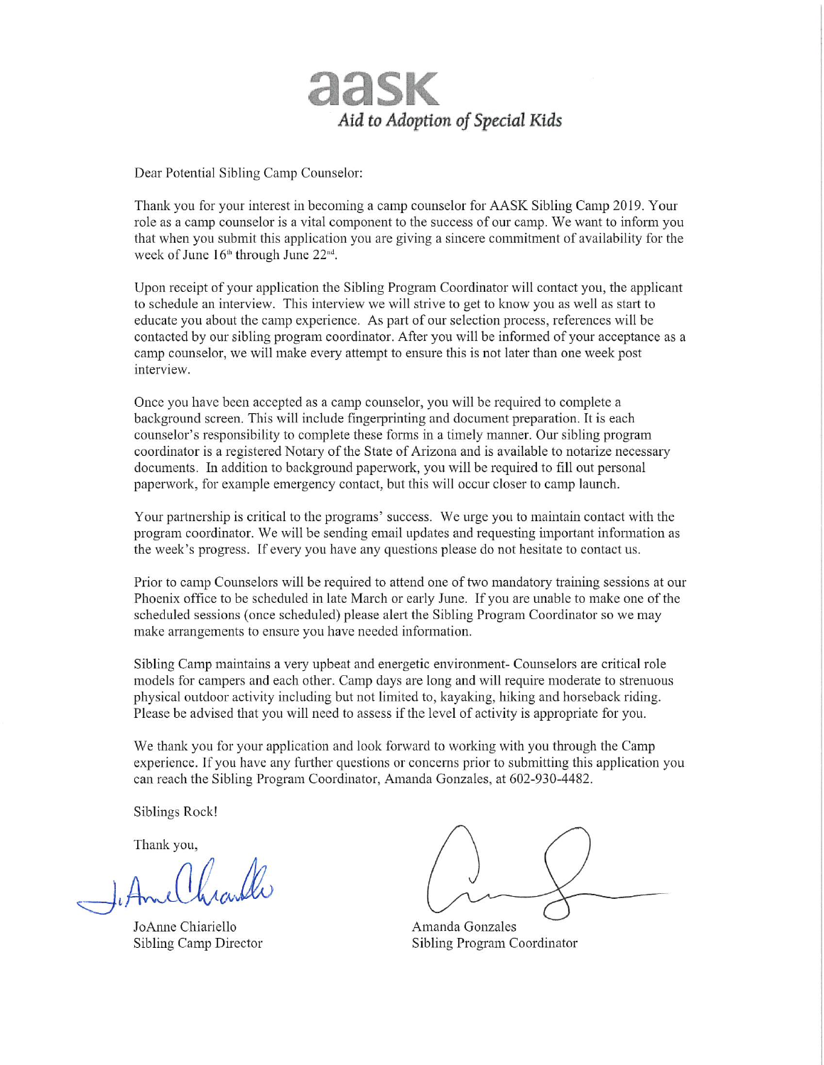# aask

*Aid to Adoption of Special Kids*

Dear Potential Sibling Camp Counselor:

Thank you for your interest in becoming a camp counselor for AASK Sibling Camp 2019. Your role as a camp counselor is a vital component to the success of our camp. We want to inform you that when you submit this application you are giving a sincere commitment of availability for the week of June 16th through June 22nd.

Upon receipt of your application the Sibling Program Coordinator will contact you, the applicant to schedule an interview. This interview we will strive to get to know you as well as start to educate you about the camp experience. As part of our selection process, references will be contacted by our sibling program coordinator. After you will be informed of your acceptance as a camp counselor, we will make every attempt to ensure this is not later than one week post interview.

Once you have been accepted as a camp counselor, you will be required to complete a background screen. This will include fingerprinting and document preparation. It is each counselor's responsibility to complete these forms in a timely manner. Our sibling program coordinator is a registered Notary of the State of Arizona and is available to notarize necessary documents. In addition to background paperwork, you will be required to fill out personal paperwork, for example emergency contact, but this will occur closer to camp launch.

Your partnership is critical to the programs' success. We urge you to maintain contact with the program coordinator. We will be sending email updates and requesting important information as the week's progress. If every you have any questions please do not hesitate to contact us.

Prior to camp Counselors will be required to attend one of two mandatory training sessions at our Phoenix office to be scheduled in late March or early June. If you are unable to make one of the scheduled sessions (once scheduled) please alert the Sibling Program Coordinator so we may make arrangements to ensure you have needed information.

Sibling Camp maintains a very upbeat and energetic environment- Counselors are critical role models for campers and each other. Camp days are long and will require moderate to strenuous physical outdoor activity including but not limited to, kayaking, hiking and horseback riding. Please be advised that you will need to assess if the level of activity is appropriate for you.

We thank you for your application and look forward to working with you through the Camp experience. If you have any further questions or concerns prior to submitting this application you can reach the Sibling Program Coordinator, Amanda Gonzales, at 602-930-4482.

Siblings Rock!

Thank you,

JoAnne Chiariello
Sibling Camp Director

Amanda Gonzales
Sibling Program Coordinator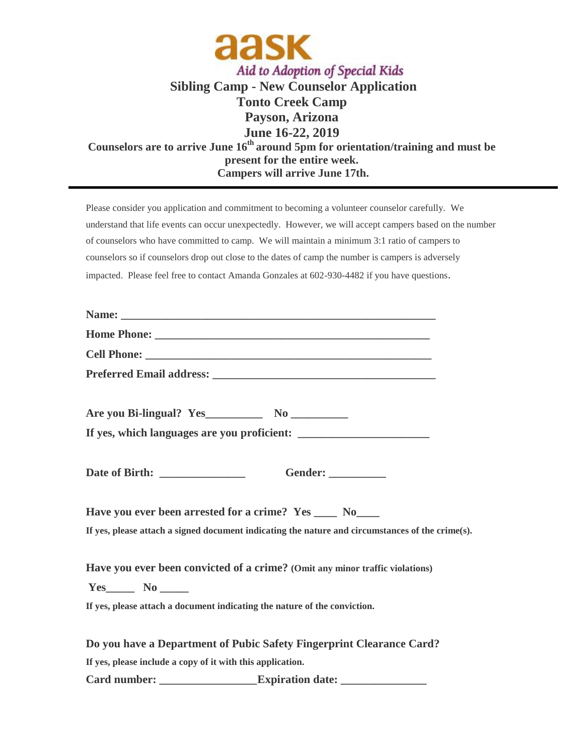aask

*Aid to Adoption of Special Kids*

# Sibling Camp - New Counselor Application

## Tonto Creek Camp

## Payson, Arizona

## June 16-22, 2019

**Counselors are to arrive June 16th around 5pm for orientation/training and must be present for the entire week.**

**Campers will arrive June 17th.**

---

Please consider you application and commitment to becoming a volunteer counselor carefully. We understand that life events can occur unexpectedly. However, we will accept campers based on the number of counselors who have committed to camp. We will maintain a minimum 3:1 ratio of campers to counselors so if counselors drop out close to the dates of camp the number is campers is adversely impacted. Please feel free to contact Amanda Gonzales at 602-930-4482 if you have questions.

**Name:** ________________________________________________________

**Home Phone:** ___________________________________________________

**Cell Phone:** ____________________________________________________

**Preferred Email address:** ________________________________________

**Are you Bi-lingual? Yes__________ No __________**

**If yes, which languages are you proficient:** _______________________

**Date of Birth:** _______________ **Gender:** __________

**Have you ever been arrested for a crime? Yes ____ No____**

**If yes, please attach a signed document indicating the nature and circumstances of the crime(s).**

**Have you ever been convicted of a crime?** **(Omit any minor traffic violations)**

**Yes_____ No _____**

**If yes, please attach a document indicating the nature of the conviction.**

**Do you have a Department of Pubic Safety Fingerprint Clearance Card?**

**If yes, please include a copy of it with this application.**

**Card number:** _________________**Expiration date:** _______________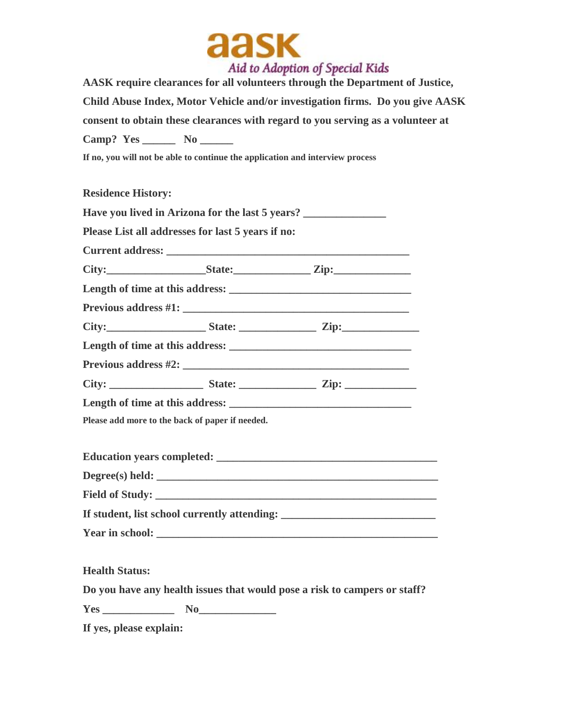aask

Aid to Adoption of Special Kids

**AASK require clearances for all volunteers through the Department of Justice, Child Abuse Index, Motor Vehicle and/or investigation firms. Do you give AASK consent to obtain these clearances with regard to you serving as a volunteer at Camp? Yes ______ No ______**

**If no, you will not be able to continue the application and interview process**

**Residence History:**

**Have you lived in Arizona for the last 5 years? _______________**

**Please List all addresses for last 5 years if no:**

**Current address: _____________________________________________**

**City:_________________State:______________ Zip:______________**

**Length of time at this address: __________________________________**

**Previous address #1: __________________________________________**

**City:__________________ State: ______________ Zip:______________**

**Length of time at this address: __________________________________**

**Previous address #2: __________________________________________**

**City: _________________ State: ______________ Zip: _____________**

**Length of time at this address: __________________________________**

**Please add more to the back of paper if needed.**

**Education years completed: _________________________________________**

**Degree(s) held: _____________________________________________________**

**Field of Study: _____________________________________________________**

**If student, list school currently attending: _____________________________**

**Year in school: _____________________________________________________**

**Health Status:**

**Do you have any health issues that would pose a risk to campers or staff?**

**Yes _____________ No______________**

**If yes, please explain:**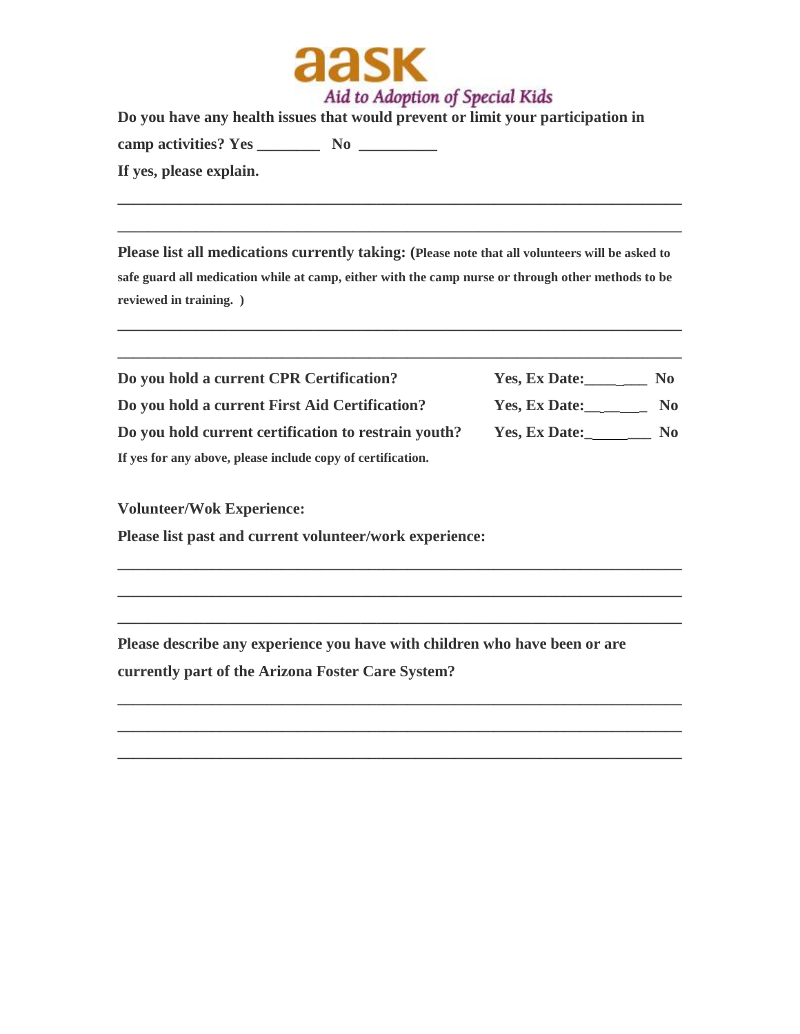**aask**
*Aid to Adoption of Special Kids*

**Do you have any health issues that would prevent or limit your participation in camp activities? Yes ________ No __________**

**If yes, please explain.**

___________________________________________________________________________

___________________________________________________________________________

**Please list all medications currently taking: (Please note that all volunteers will be asked to safe guard all medication while at camp, either with the camp nurse or through other methods to be reviewed in training. )**

___________________________________________________________________________

___________________________________________________________________________

| | | |
|---|---|---|
| **Do you hold a current CPR Certification?** | **Yes, Ex Date:________** | **No** |
| **Do you hold a current First Aid Certification?** | **Yes, Ex Date:________** | **No** |
| **Do you hold current certification to restrain youth?** | **Yes, Ex Date:________** | **No** |

**If yes for any above, please include copy of certification.**

**Volunteer/Wok Experience:**

**Please list past and current volunteer/work experience:**

___________________________________________________________________________

___________________________________________________________________________

___________________________________________________________________________

**Please describe any experience you have with children who have been or are currently part of the Arizona Foster Care System?**

___________________________________________________________________________

___________________________________________________________________________

___________________________________________________________________________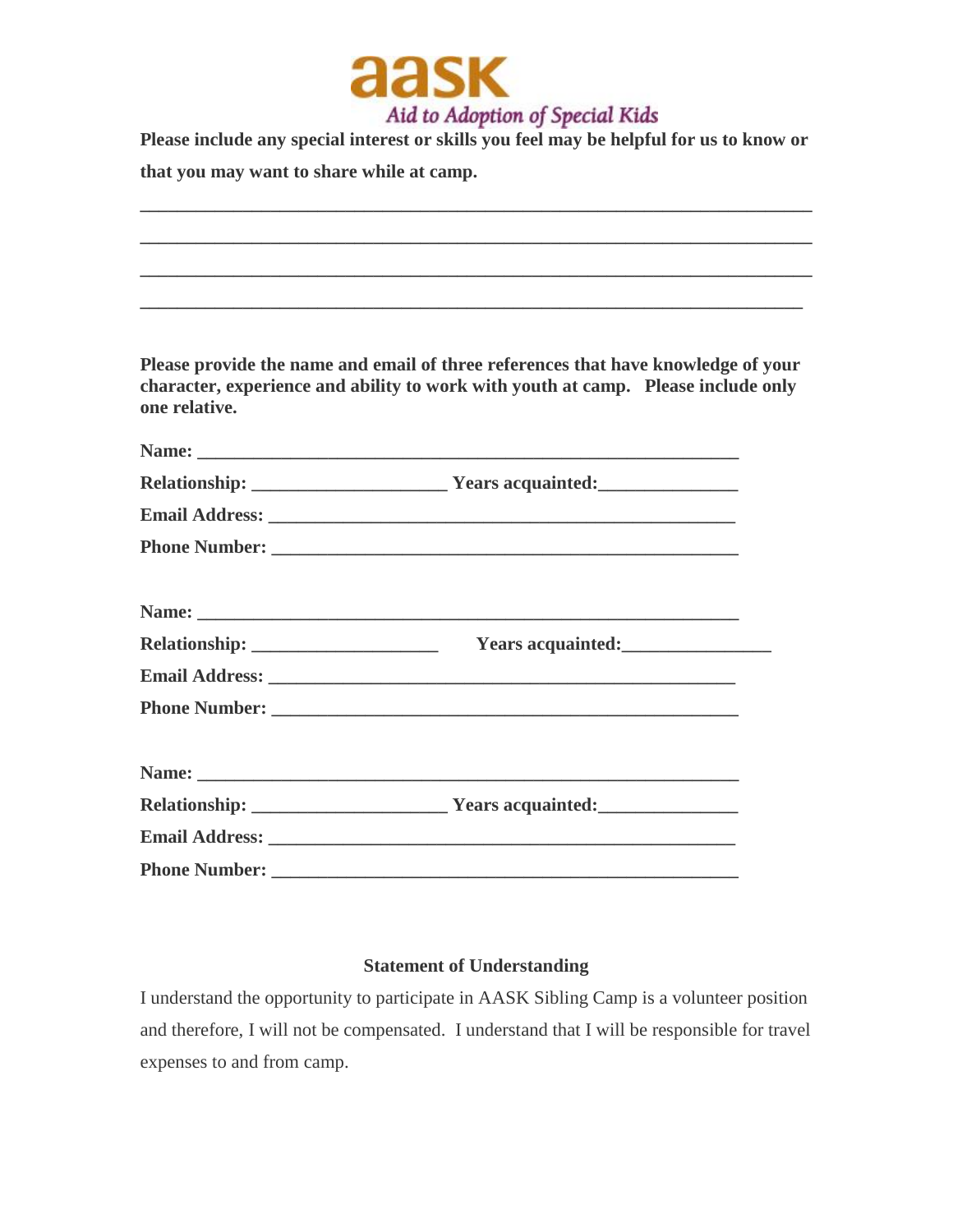aask

Aid to Adoption of Special Kids

**Please include any special interest or skills you feel may be helpful for us to know or that you may want to share while at camp.**

_______________________________________________________________________________

_______________________________________________________________________________

_______________________________________________________________________________

_______________________________________________________________________________

**Please provide the name and email of three references that have knowledge of your character, experience and ability to work with youth at camp. Please include only one relative.**

**Name:** ____________________________________________________________

**Relationship:** ____________________ **Years acquainted:**______________

**Email Address:** ____________________________________________________

**Phone Number:** ____________________________________________________

**Name:** ____________________________________________________________

**Relationship:** ____________________ **Years acquainted:**______________

**Email Address:** ____________________________________________________

**Phone Number:** ____________________________________________________

**Name:** ____________________________________________________________

**Relationship:** ____________________ **Years acquainted:**______________

**Email Address:** ____________________________________________________

**Phone Number:** ____________________________________________________

**Statement of Understanding**

I understand the opportunity to participate in AASK Sibling Camp is a volunteer position and therefore, I will not be compensated. I understand that I will be responsible for travel expenses to and from camp.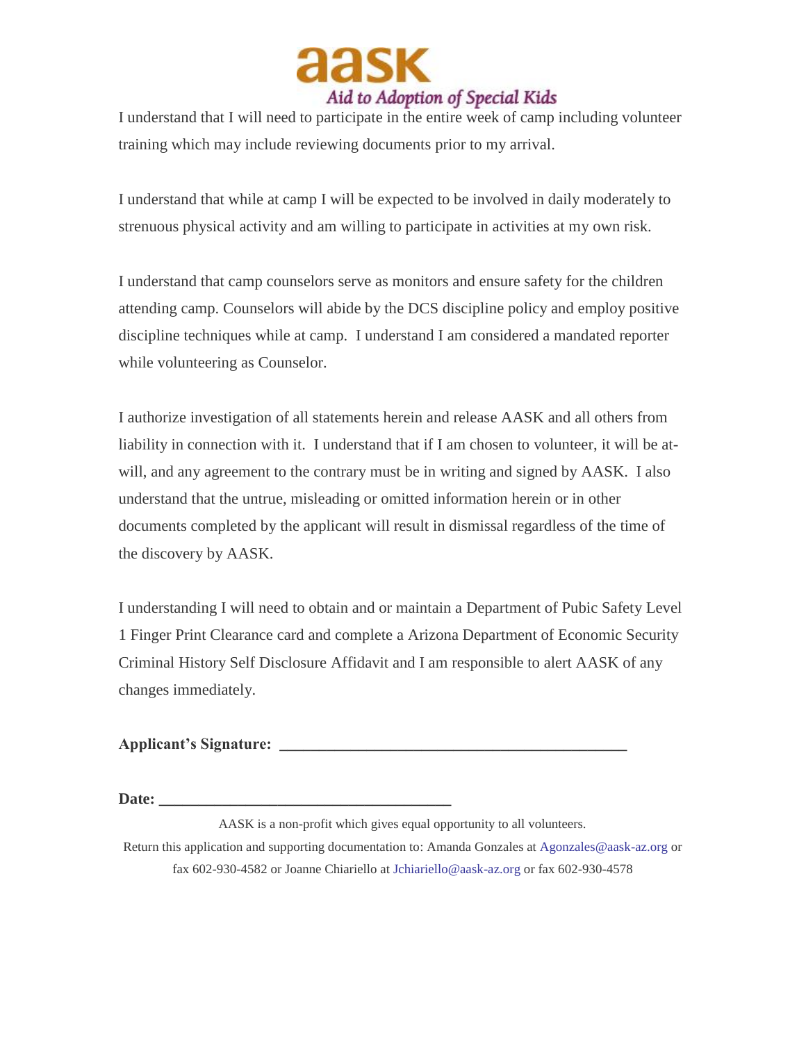**aask**

*Aid to Adoption of Special Kids*

I understand that I will need to participate in the entire week of camp including volunteer training which may include reviewing documents prior to my arrival.

I understand that while at camp I will be expected to be involved in daily moderately to strenuous physical activity and am willing to participate in activities at my own risk.

I understand that camp counselors serve as monitors and ensure safety for the children attending camp. Counselors will abide by the DCS discipline policy and employ positive discipline techniques while at camp. I understand I am considered a mandated reporter while volunteering as Counselor.

I authorize investigation of all statements herein and release AASK and all others from liability in connection with it. I understand that if I am chosen to volunteer, it will be at-will, and any agreement to the contrary must be in writing and signed by AASK. I also understand that the untrue, misleading or omitted information herein or in other documents completed by the applicant will result in dismissal regardless of the time of the discovery by AASK.

I understanding I will need to obtain and or maintain a Department of Pubic Safety Level 1 Finger Print Clearance card and complete a Arizona Department of Economic Security Criminal History Self Disclosure Affidavit and I am responsible to alert AASK of any changes immediately.

**Applicant's Signature: ____________________________________________**

**Date: ____________________________________**

AASK is a non-profit which gives equal opportunity to all volunteers.

Return this application and supporting documentation to: Amanda Gonzales at Agonzales@aask-az.org or fax 602-930-4582 or Joanne Chiariello at Jchiariello@aask-az.org or fax 602-930-4578